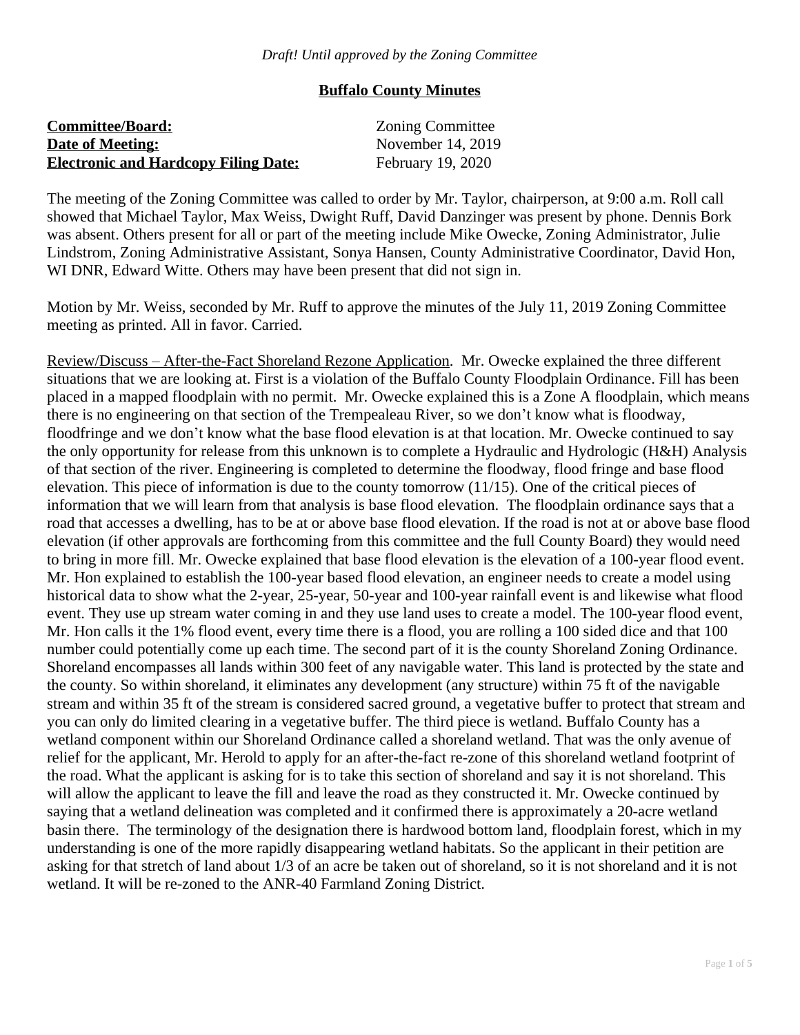*Draft! Until approved by the Zoning Committee*

**Buffalo County Minutes**

**Committee/Board:** Zoning Committee
**Date of Meeting:** November 14, 2019
**Electronic and Hardcopy Filing Date:** February 19, 2020

The meeting of the Zoning Committee was called to order by Mr. Taylor, chairperson, at 9:00 a.m. Roll call showed that Michael Taylor, Max Weiss, Dwight Ruff, David Danzinger was present by phone. Dennis Bork was absent. Others present for all or part of the meeting include Mike Owecke, Zoning Administrator, Julie Lindstrom, Zoning Administrative Assistant, Sonya Hansen, County Administrative Coordinator, David Hon, WI DNR, Edward Witte. Others may have been present that did not sign in.

Motion by Mr. Weiss, seconded by Mr. Ruff to approve the minutes of the July 11, 2019 Zoning Committee meeting as printed. All in favor. Carried.

Review/Discuss – After-the-Fact Shoreland Rezone Application. Mr. Owecke explained the three different situations that we are looking at. First is a violation of the Buffalo County Floodplain Ordinance. Fill has been placed in a mapped floodplain with no permit. Mr. Owecke explained this is a Zone A floodplain, which means there is no engineering on that section of the Trempealeau River, so we don't know what is floodway, floodfringe and we don't know what the base flood elevation is at that location. Mr. Owecke continued to say the only opportunity for release from this unknown is to complete a Hydraulic and Hydrologic (H&H) Analysis of that section of the river. Engineering is completed to determine the floodway, flood fringe and base flood elevation. This piece of information is due to the county tomorrow (11/15). One of the critical pieces of information that we will learn from that analysis is base flood elevation. The floodplain ordinance says that a road that accesses a dwelling, has to be at or above base flood elevation. If the road is not at or above base flood elevation (if other approvals are forthcoming from this committee and the full County Board) they would need to bring in more fill. Mr. Owecke explained that base flood elevation is the elevation of a 100-year flood event. Mr. Hon explained to establish the 100-year based flood elevation, an engineer needs to create a model using historical data to show what the 2-year, 25-year, 50-year and 100-year rainfall event is and likewise what flood event. They use up stream water coming in and they use land uses to create a model. The 100-year flood event, Mr. Hon calls it the 1% flood event, every time there is a flood, you are rolling a 100 sided dice and that 100 number could potentially come up each time. The second part of it is the county Shoreland Zoning Ordinance. Shoreland encompasses all lands within 300 feet of any navigable water. This land is protected by the state and the county. So within shoreland, it eliminates any development (any structure) within 75 ft of the navigable stream and within 35 ft of the stream is considered sacred ground, a vegetative buffer to protect that stream and you can only do limited clearing in a vegetative buffer. The third piece is wetland. Buffalo County has a wetland component within our Shoreland Ordinance called a shoreland wetland. That was the only avenue of relief for the applicant, Mr. Herold to apply for an after-the-fact re-zone of this shoreland wetland footprint of the road. What the applicant is asking for is to take this section of shoreland and say it is not shoreland. This will allow the applicant to leave the fill and leave the road as they constructed it. Mr. Owecke continued by saying that a wetland delineation was completed and it confirmed there is approximately a 20-acre wetland basin there. The terminology of the designation there is hardwood bottom land, floodplain forest, which in my understanding is one of the more rapidly disappearing wetland habitats. So the applicant in their petition are asking for that stretch of land about 1/3 of an acre be taken out of shoreland, so it is not shoreland and it is not wetland. It will be re-zoned to the ANR-40 Farmland Zoning District.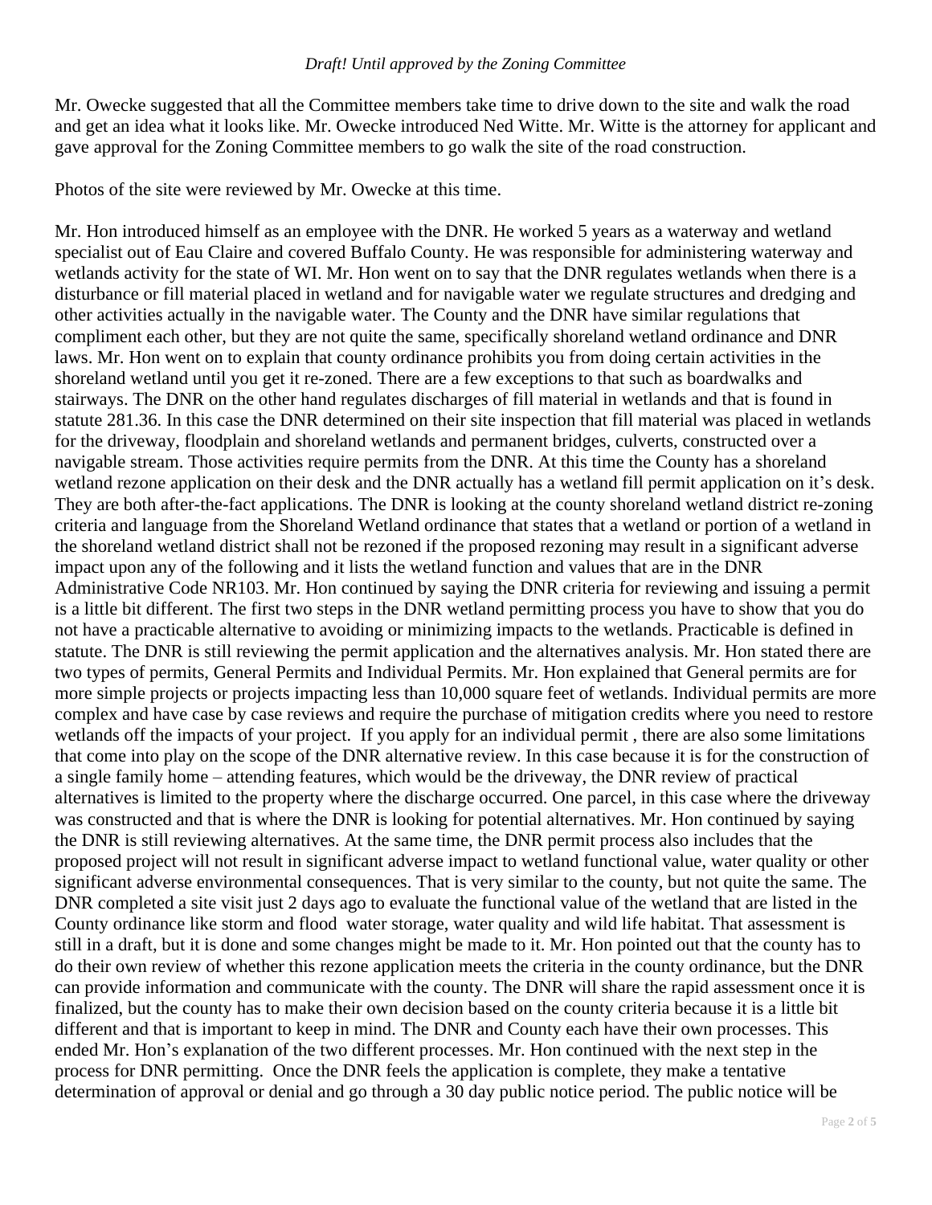Mr. Owecke suggested that all the Committee members take time to drive down to the site and walk the road and get an idea what it looks like. Mr. Owecke introduced Ned Witte. Mr. Witte is the attorney for applicant and gave approval for the Zoning Committee members to go walk the site of the road construction.

Photos of the site were reviewed by Mr. Owecke at this time.

Mr. Hon introduced himself as an employee with the DNR. He worked 5 years as a waterway and wetland specialist out of Eau Claire and covered Buffalo County. He was responsible for administering waterway and wetlands activity for the state of WI. Mr. Hon went on to say that the DNR regulates wetlands when there is a disturbance or fill material placed in wetland and for navigable water we regulate structures and dredging and other activities actually in the navigable water. The County and the DNR have similar regulations that compliment each other, but they are not quite the same, specifically shoreland wetland ordinance and DNR laws. Mr. Hon went on to explain that county ordinance prohibits you from doing certain activities in the shoreland wetland until you get it re-zoned. There are a few exceptions to that such as boardwalks and stairways. The DNR on the other hand regulates discharges of fill material in wetlands and that is found in statute 281.36. In this case the DNR determined on their site inspection that fill material was placed in wetlands for the driveway, floodplain and shoreland wetlands and permanent bridges, culverts, constructed over a navigable stream. Those activities require permits from the DNR. At this time the County has a shoreland wetland rezone application on their desk and the DNR actually has a wetland fill permit application on it's desk. They are both after-the-fact applications. The DNR is looking at the county shoreland wetland district re-zoning criteria and language from the Shoreland Wetland ordinance that states that a wetland or portion of a wetland in the shoreland wetland district shall not be rezoned if the proposed rezoning may result in a significant adverse impact upon any of the following and it lists the wetland function and values that are in the DNR Administrative Code NR103. Mr. Hon continued by saying the DNR criteria for reviewing and issuing a permit is a little bit different. The first two steps in the DNR wetland permitting process you have to show that you do not have a practicable alternative to avoiding or minimizing impacts to the wetlands. Practicable is defined in statute. The DNR is still reviewing the permit application and the alternatives analysis. Mr. Hon stated there are two types of permits, General Permits and Individual Permits. Mr. Hon explained that General permits are for more simple projects or projects impacting less than 10,000 square feet of wetlands. Individual permits are more complex and have case by case reviews and require the purchase of mitigation credits where you need to restore wetlands off the impacts of your project. If you apply for an individual permit , there are also some limitations that come into play on the scope of the DNR alternative review. In this case because it is for the construction of a single family home – attending features, which would be the driveway, the DNR review of practical alternatives is limited to the property where the discharge occurred. One parcel, in this case where the driveway was constructed and that is where the DNR is looking for potential alternatives. Mr. Hon continued by saying the DNR is still reviewing alternatives. At the same time, the DNR permit process also includes that the proposed project will not result in significant adverse impact to wetland functional value, water quality or other significant adverse environmental consequences. That is very similar to the county, but not quite the same. The DNR completed a site visit just 2 days ago to evaluate the functional value of the wetland that are listed in the County ordinance like storm and flood water storage, water quality and wild life habitat. That assessment is still in a draft, but it is done and some changes might be made to it. Mr. Hon pointed out that the county has to do their own review of whether this rezone application meets the criteria in the county ordinance, but the DNR can provide information and communicate with the county. The DNR will share the rapid assessment once it is finalized, but the county has to make their own decision based on the county criteria because it is a little bit different and that is important to keep in mind. The DNR and County each have their own processes. This ended Mr. Hon's explanation of the two different processes. Mr. Hon continued with the next step in the process for DNR permitting. Once the DNR feels the application is complete, they make a tentative determination of approval or denial and go through a 30 day public notice period. The public notice will be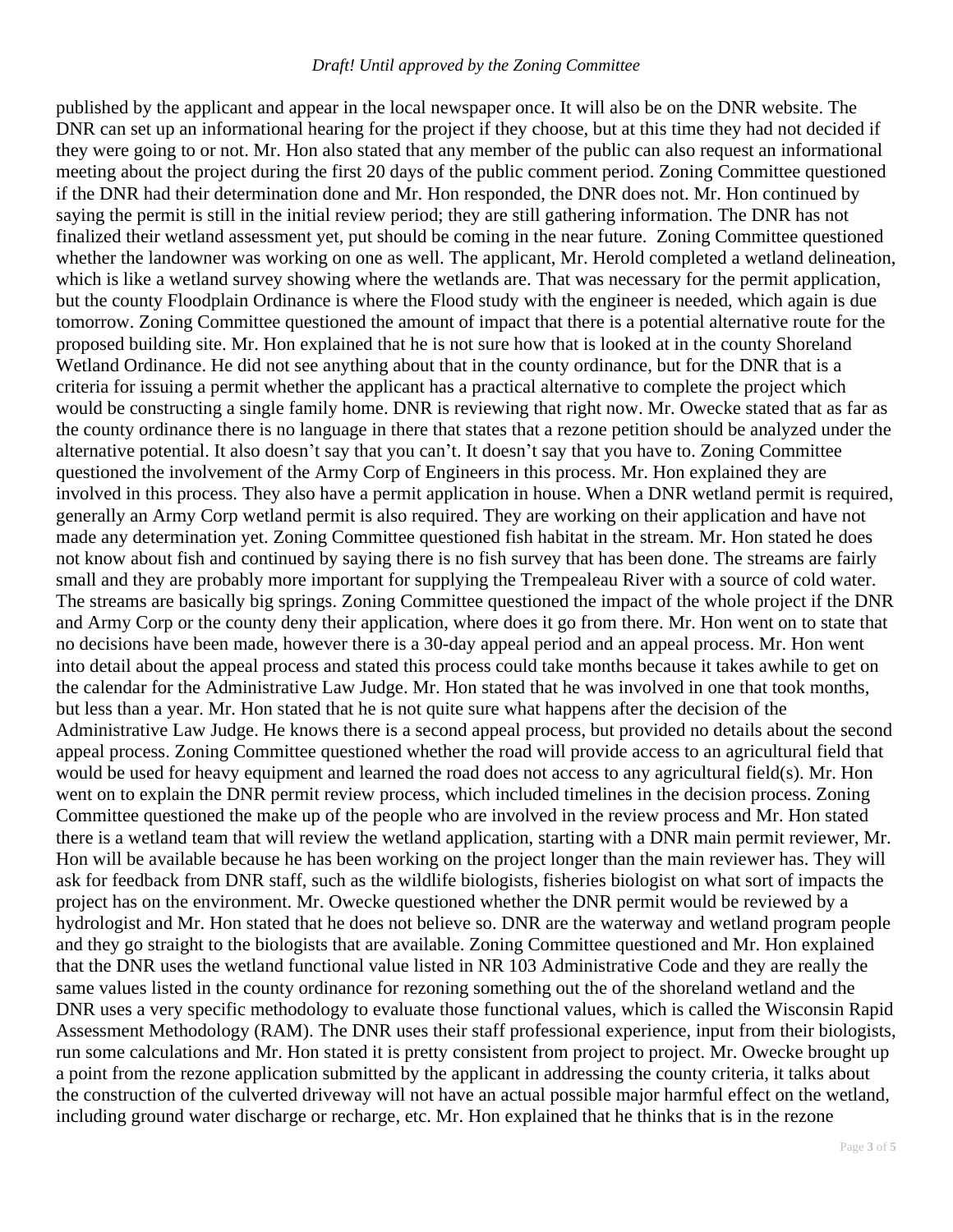published by the applicant and appear in the local newspaper once. It will also be on the DNR website. The DNR can set up an informational hearing for the project if they choose, but at this time they had not decided if they were going to or not. Mr. Hon also stated that any member of the public can also request an informational meeting about the project during the first 20 days of the public comment period. Zoning Committee questioned if the DNR had their determination done and Mr. Hon responded, the DNR does not. Mr. Hon continued by saying the permit is still in the initial review period; they are still gathering information. The DNR has not finalized their wetland assessment yet, put should be coming in the near future. Zoning Committee questioned whether the landowner was working on one as well. The applicant, Mr. Herold completed a wetland delineation, which is like a wetland survey showing where the wetlands are. That was necessary for the permit application, but the county Floodplain Ordinance is where the Flood study with the engineer is needed, which again is due tomorrow. Zoning Committee questioned the amount of impact that there is a potential alternative route for the proposed building site. Mr. Hon explained that he is not sure how that is looked at in the county Shoreland Wetland Ordinance. He did not see anything about that in the county ordinance, but for the DNR that is a criteria for issuing a permit whether the applicant has a practical alternative to complete the project which would be constructing a single family home. DNR is reviewing that right now. Mr. Owecke stated that as far as the county ordinance there is no language in there that states that a rezone petition should be analyzed under the alternative potential. It also doesn't say that you can't. It doesn't say that you have to. Zoning Committee questioned the involvement of the Army Corp of Engineers in this process. Mr. Hon explained they are involved in this process. They also have a permit application in house. When a DNR wetland permit is required, generally an Army Corp wetland permit is also required. They are working on their application and have not made any determination yet. Zoning Committee questioned fish habitat in the stream. Mr. Hon stated he does not know about fish and continued by saying there is no fish survey that has been done. The streams are fairly small and they are probably more important for supplying the Trempealeau River with a source of cold water. The streams are basically big springs. Zoning Committee questioned the impact of the whole project if the DNR and Army Corp or the county deny their application, where does it go from there. Mr. Hon went on to state that no decisions have been made, however there is a 30-day appeal period and an appeal process. Mr. Hon went into detail about the appeal process and stated this process could take months because it takes awhile to get on the calendar for the Administrative Law Judge. Mr. Hon stated that he was involved in one that took months, but less than a year. Mr. Hon stated that he is not quite sure what happens after the decision of the Administrative Law Judge. He knows there is a second appeal process, but provided no details about the second appeal process. Zoning Committee questioned whether the road will provide access to an agricultural field that would be used for heavy equipment and learned the road does not access to any agricultural field(s). Mr. Hon went on to explain the DNR permit review process, which included timelines in the decision process. Zoning Committee questioned the make up of the people who are involved in the review process and Mr. Hon stated there is a wetland team that will review the wetland application, starting with a DNR main permit reviewer, Mr. Hon will be available because he has been working on the project longer than the main reviewer has. They will ask for feedback from DNR staff, such as the wildlife biologists, fisheries biologist on what sort of impacts the project has on the environment. Mr. Owecke questioned whether the DNR permit would be reviewed by a hydrologist and Mr. Hon stated that he does not believe so. DNR are the waterway and wetland program people and they go straight to the biologists that are available. Zoning Committee questioned and Mr. Hon explained that the DNR uses the wetland functional value listed in NR 103 Administrative Code and they are really the same values listed in the county ordinance for rezoning something out the of the shoreland wetland and the DNR uses a very specific methodology to evaluate those functional values, which is called the Wisconsin Rapid Assessment Methodology (RAM). The DNR uses their staff professional experience, input from their biologists, run some calculations and Mr. Hon stated it is pretty consistent from project to project. Mr. Owecke brought up a point from the rezone application submitted by the applicant in addressing the county criteria, it talks about the construction of the culverted driveway will not have an actual possible major harmful effect on the wetland, including ground water discharge or recharge, etc. Mr. Hon explained that he thinks that is in the rezone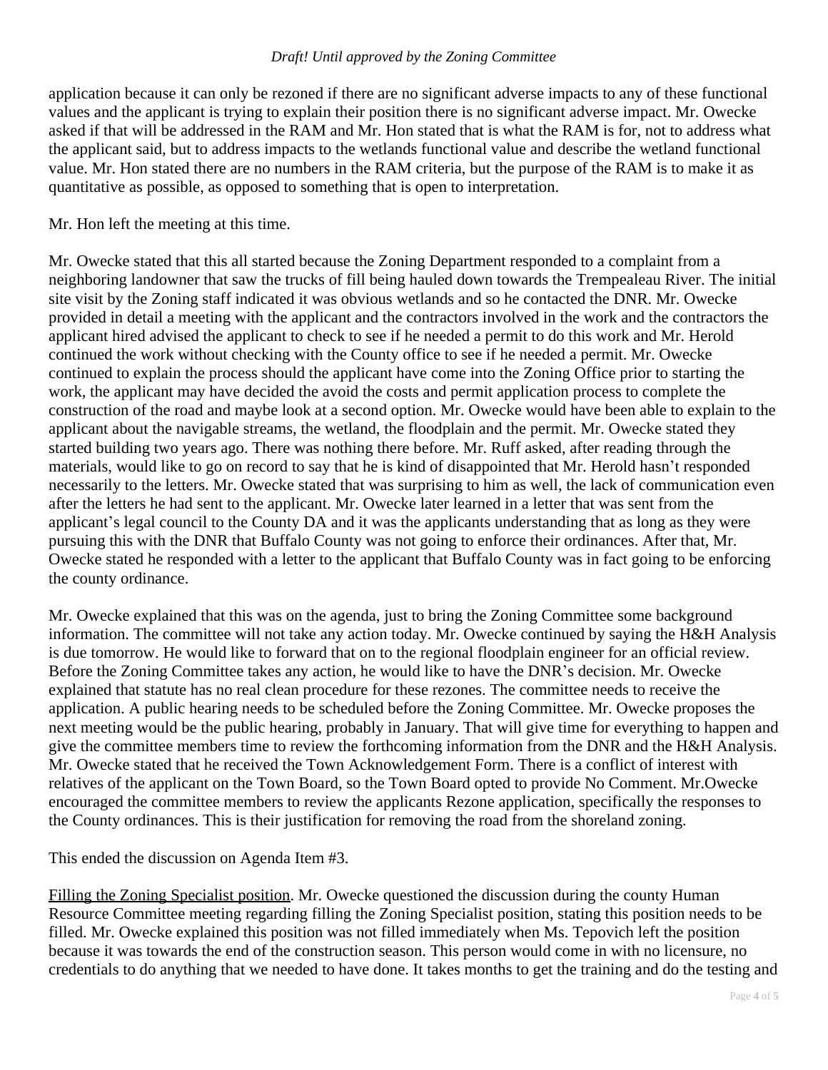application because it can only be rezoned if there are no significant adverse impacts to any of these functional values and the applicant is trying to explain their position there is no significant adverse impact. Mr. Owecke asked if that will be addressed in the RAM and Mr. Hon stated that is what the RAM is for, not to address what the applicant said, but to address impacts to the wetlands functional value and describe the wetland functional value. Mr. Hon stated there are no numbers in the RAM criteria, but the purpose of the RAM is to make it as quantitative as possible, as opposed to something that is open to interpretation.

Mr. Hon left the meeting at this time.

Mr. Owecke stated that this all started because the Zoning Department responded to a complaint from a neighboring landowner that saw the trucks of fill being hauled down towards the Trempealeau River. The initial site visit by the Zoning staff indicated it was obvious wetlands and so he contacted the DNR. Mr. Owecke provided in detail a meeting with the applicant and the contractors involved in the work and the contractors the applicant hired advised the applicant to check to see if he needed a permit to do this work and Mr. Herold continued the work without checking with the County office to see if he needed a permit. Mr. Owecke continued to explain the process should the applicant have come into the Zoning Office prior to starting the work, the applicant may have decided the avoid the costs and permit application process to complete the construction of the road and maybe look at a second option. Mr. Owecke would have been able to explain to the applicant about the navigable streams, the wetland, the floodplain and the permit. Mr. Owecke stated they started building two years ago. There was nothing there before. Mr. Ruff asked, after reading through the materials, would like to go on record to say that he is kind of disappointed that Mr. Herold hasn't responded necessarily to the letters. Mr. Owecke stated that was surprising to him as well, the lack of communication even after the letters he had sent to the applicant. Mr. Owecke later learned in a letter that was sent from the applicant's legal council to the County DA and it was the applicants understanding that as long as they were pursuing this with the DNR that Buffalo County was not going to enforce their ordinances. After that, Mr. Owecke stated he responded with a letter to the applicant that Buffalo County was in fact going to be enforcing the county ordinance.

Mr. Owecke explained that this was on the agenda, just to bring the Zoning Committee some background information. The committee will not take any action today. Mr. Owecke continued by saying the H&H Analysis is due tomorrow. He would like to forward that on to the regional floodplain engineer for an official review. Before the Zoning Committee takes any action, he would like to have the DNR's decision. Mr. Owecke explained that statute has no real clean procedure for these rezones. The committee needs to receive the application. A public hearing needs to be scheduled before the Zoning Committee. Mr. Owecke proposes the next meeting would be the public hearing, probably in January. That will give time for everything to happen and give the committee members time to review the forthcoming information from the DNR and the H&H Analysis. Mr. Owecke stated that he received the Town Acknowledgement Form. There is a conflict of interest with relatives of the applicant on the Town Board, so the Town Board opted to provide No Comment. Mr.Owecke encouraged the committee members to review the applicants Rezone application, specifically the responses to the County ordinances. This is their justification for removing the road from the shoreland zoning.

This ended the discussion on Agenda Item #3.

Filling the Zoning Specialist position. Mr. Owecke questioned the discussion during the county Human Resource Committee meeting regarding filling the Zoning Specialist position, stating this position needs to be filled. Mr. Owecke explained this position was not filled immediately when Ms. Tepovich left the position because it was towards the end of the construction season. This person would come in with no licensure, no credentials to do anything that we needed to have done. It takes months to get the training and do the testing and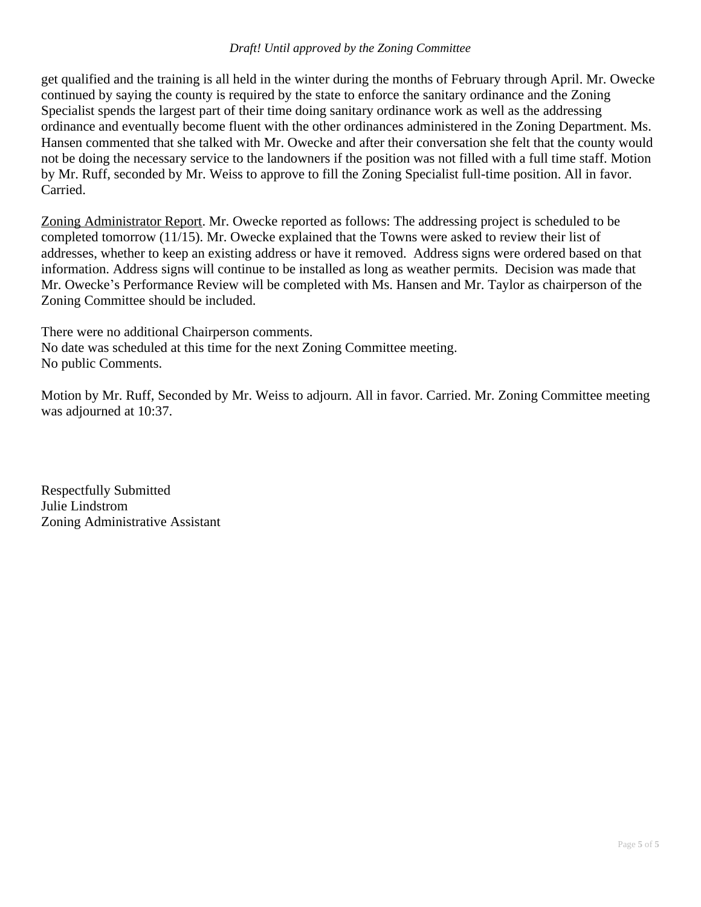get qualified and the training is all held in the winter during the months of February through April. Mr. Owecke continued by saying the county is required by the state to enforce the sanitary ordinance and the Zoning Specialist spends the largest part of their time doing sanitary ordinance work as well as the addressing ordinance and eventually become fluent with the other ordinances administered in the Zoning Department. Ms. Hansen commented that she talked with Mr. Owecke and after their conversation she felt that the county would not be doing the necessary service to the landowners if the position was not filled with a full time staff. Motion by Mr. Ruff, seconded by Mr. Weiss to approve to fill the Zoning Specialist full-time position. All in favor. Carried.

Zoning Administrator Report. Mr. Owecke reported as follows: The addressing project is scheduled to be completed tomorrow (11/15). Mr. Owecke explained that the Towns were asked to review their list of addresses, whether to keep an existing address or have it removed. Address signs were ordered based on that information. Address signs will continue to be installed as long as weather permits. Decision was made that Mr. Owecke's Performance Review will be completed with Ms. Hansen and Mr. Taylor as chairperson of the Zoning Committee should be included.

There were no additional Chairperson comments.
No date was scheduled at this time for the next Zoning Committee meeting.
No public Comments.

Motion by Mr. Ruff, Seconded by Mr. Weiss to adjourn. All in favor. Carried. Mr. Zoning Committee meeting was adjourned at 10:37.

Respectfully Submitted
Julie Lindstrom
Zoning Administrative Assistant